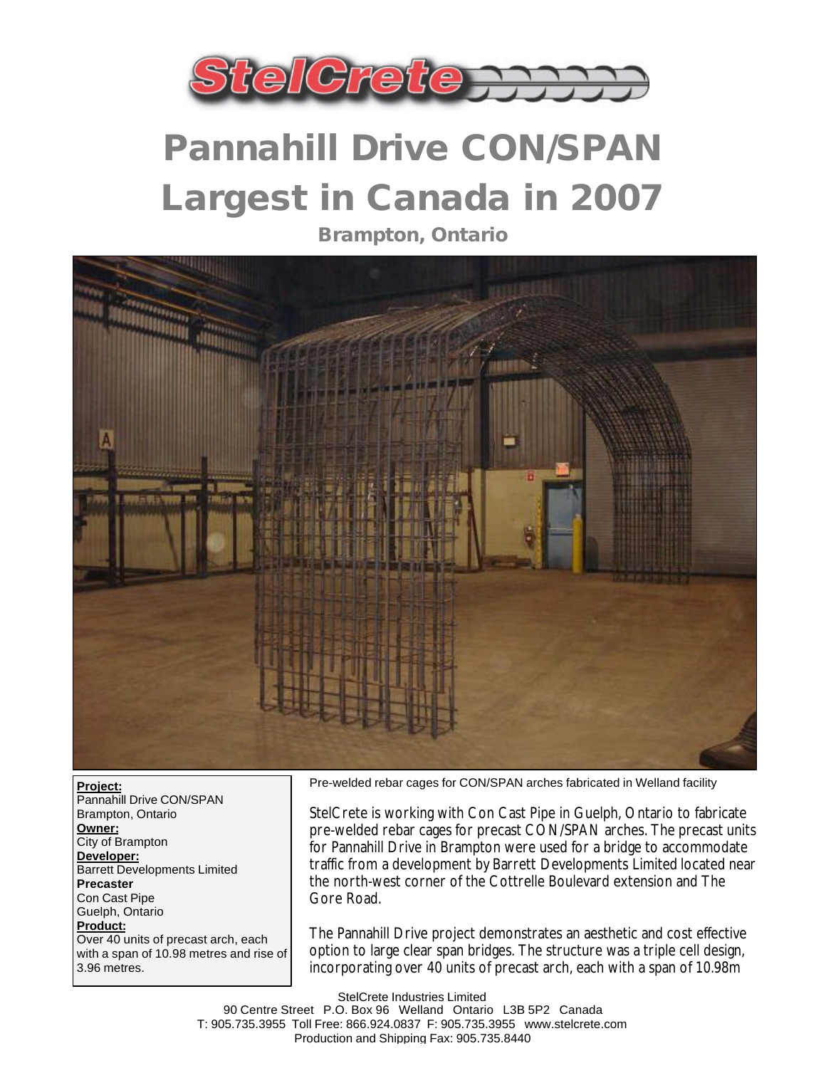# Pannahill Drive CON/SPAN Largest in Canada in 2007

## Brampton, Ontario

**Project:**
Pannahill Drive CON/SPAN
Brampton, Ontario

**Owner:**
City of Brampton

**Developer:**
Barrett Developments Limited

**Precaster**
Con Cast Pipe
Guelph, Ontario

**Product:**
Over 40 units of precast arch, each with a span of 10.98 metres and rise of 3.96 metres.

Pre-welded rebar cages for CON/SPAN arches fabricated in Welland facility

StelCrete is working with Con Cast Pipe in Guelph, Ontario to fabricate pre-welded rebar cages for precast CON/SPAN arches. The precast units for Pannahill Drive in Brampton were used for a bridge to accommodate traffic from a development by Barrett Developments Limited located near the north-west corner of the Cottrelle Boulevard extension and The Gore Road.

The Pannahill Drive project demonstrates an aesthetic and cost effective option to large clear span bridges. The structure was a triple cell design, incorporating over 40 units of precast arch, each with a span of 10.98m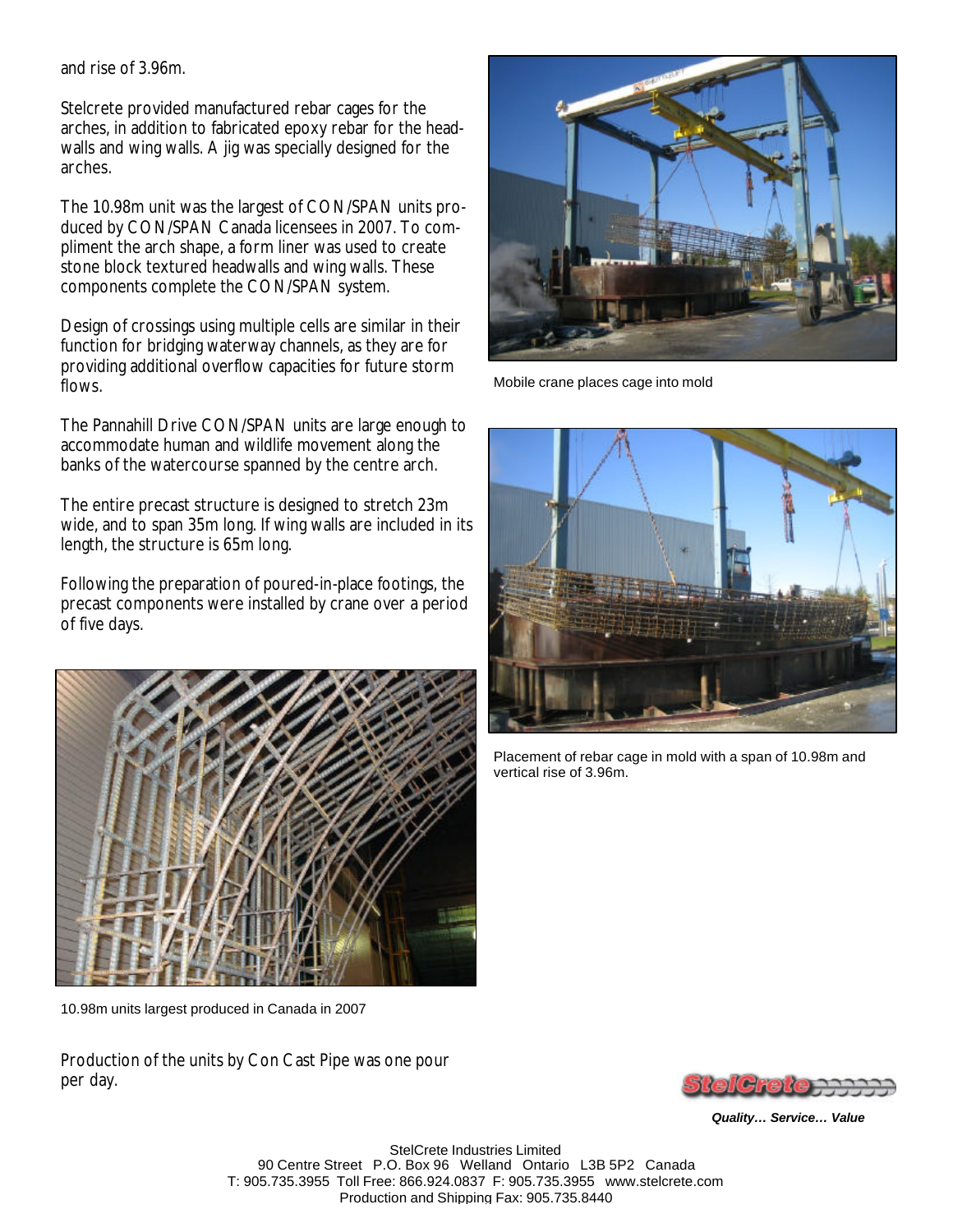and rise of 3.96m.

Stelcrete provided manufactured rebar cages for the arches, in addition to fabricated epoxy rebar for the head-walls and wing walls. A jig was specially designed for the arches.

The 10.98m unit was the largest of CON/SPAN units produced by CON/SPAN Canada licensees in 2007. To compliment the arch shape, a form liner was used to create stone block textured headwalls and wing walls. These components complete the CON/SPAN system.

Design of crossings using multiple cells are similar in their function for bridging waterway channels, as they are for providing additional overflow capacities for future storm flows.

The Pannahill Drive CON/SPAN units are large enough to accommodate human and wildlife movement along the banks of the watercourse spanned by the centre arch.

The entire precast structure is designed to stretch 23m wide, and to span 35m long. If wing walls are included in its length, the structure is 65m long.

Following the preparation of poured-in-place footings, the precast components were installed by crane over a period of five days.

Mobile crane places cage into mold

Placement of rebar cage in mold with a span of 10.98m and vertical rise of 3.96m.

10.98m units largest produced in Canada in 2007

Production of the units by Con Cast Pipe was one pour per day.

*Quality… Service… Value*

StelCrete Industries Limited
90 Centre Street P.O. Box 96 Welland Ontario L3B 5P2 Canada
T: 905.735.3955 Toll Free: 866.924.0837 F: 905.735.3955 www.stelcrete.com
Production and Shipping Fax: 905.735.8440